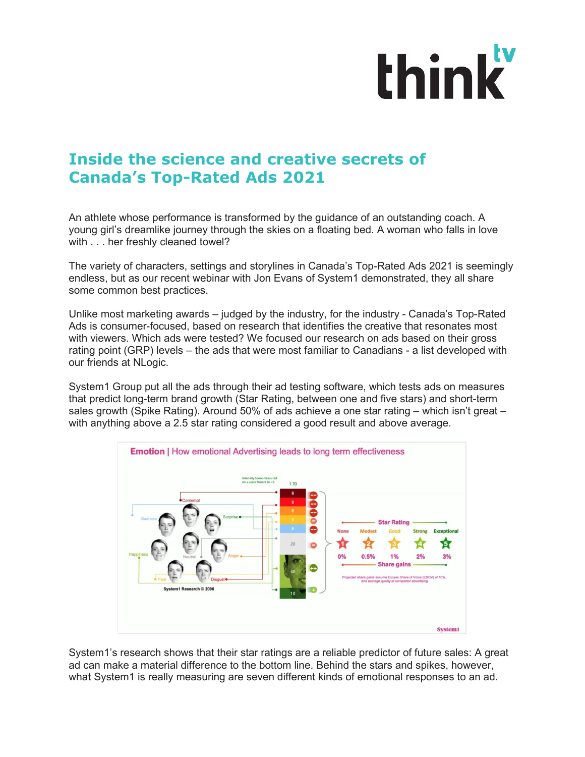# Inside the science and creative secrets of Canada's Top-Rated Ads 2021

An athlete whose performance is transformed by the guidance of an outstanding coach. A young girl's dreamlike journey through the skies on a floating bed. A woman who falls in love with . . . her freshly cleaned towel?

The variety of characters, settings and storylines in Canada's Top-Rated Ads 2021 is seemingly endless, but as our recent webinar with Jon Evans of System1 demonstrated, they all share some common best practices.

Unlike most marketing awards – judged by the industry, for the industry - Canada's Top-Rated Ads is consumer-focused, based on research that identifies the creative that resonates most with viewers. Which ads were tested? We focused our research on ads based on their gross rating point (GRP) levels – the ads that were most familiar to Canadians - a list developed with our friends at NLogic.

System1 Group put all the ads through their ad testing software, which tests ads on measures that predict long-term brand growth (Star Rating, between one and five stars) and short-term sales growth (Spike Rating). Around 50% of ads achieve a one star rating – which isn't great – with anything above a 2.5 star rating considered a good result and above average.

System1's research shows that their star ratings are a reliable predictor of future sales: A great ad can make a material difference to the bottom line. Behind the stars and spikes, however, what System1 is really measuring are seven different kinds of emotional responses to an ad.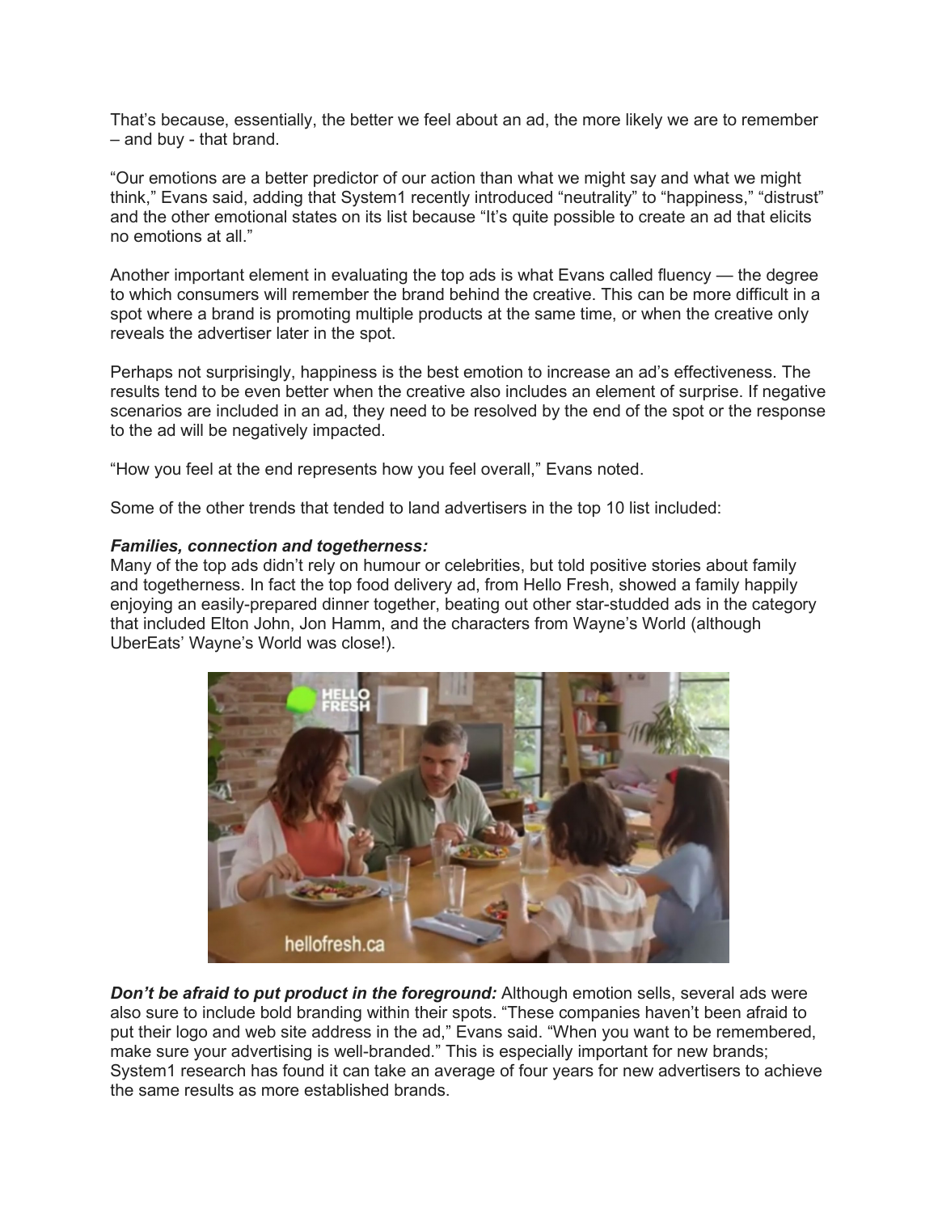That's because, essentially, the better we feel about an ad, the more likely we are to remember – and buy - that brand.

"Our emotions are a better predictor of our action than what we might say and what we might think," Evans said, adding that System1 recently introduced "neutrality" to "happiness," "distrust" and the other emotional states on its list because "It's quite possible to create an ad that elicits no emotions at all."

Another important element in evaluating the top ads is what Evans called fluency — the degree to which consumers will remember the brand behind the creative. This can be more difficult in a spot where a brand is promoting multiple products at the same time, or when the creative only reveals the advertiser later in the spot.

Perhaps not surprisingly, happiness is the best emotion to increase an ad's effectiveness. The results tend to be even better when the creative also includes an element of surprise. If negative scenarios are included in an ad, they need to be resolved by the end of the spot or the response to the ad will be negatively impacted.

"How you feel at the end represents how you feel overall," Evans noted.

Some of the other trends that tended to land advertisers in the top 10 list included:

***Families, connection and togetherness:***
Many of the top ads didn't rely on humour or celebrities, but told positive stories about family and togetherness. In fact the top food delivery ad, from Hello Fresh, showed a family happily enjoying an easily-prepared dinner together, beating out other star-studded ads in the category that included Elton John, Jon Hamm, and the characters from Wayne's World (although UberEats' Wayne's World was close!).

***Don't be afraid to put product in the foreground:*** Although emotion sells, several ads were also sure to include bold branding within their spots. "These companies haven't been afraid to put their logo and web site address in the ad," Evans said. "When you want to be remembered, make sure your advertising is well-branded." This is especially important for new brands; System1 research has found it can take an average of four years for new advertisers to achieve the same results as more established brands.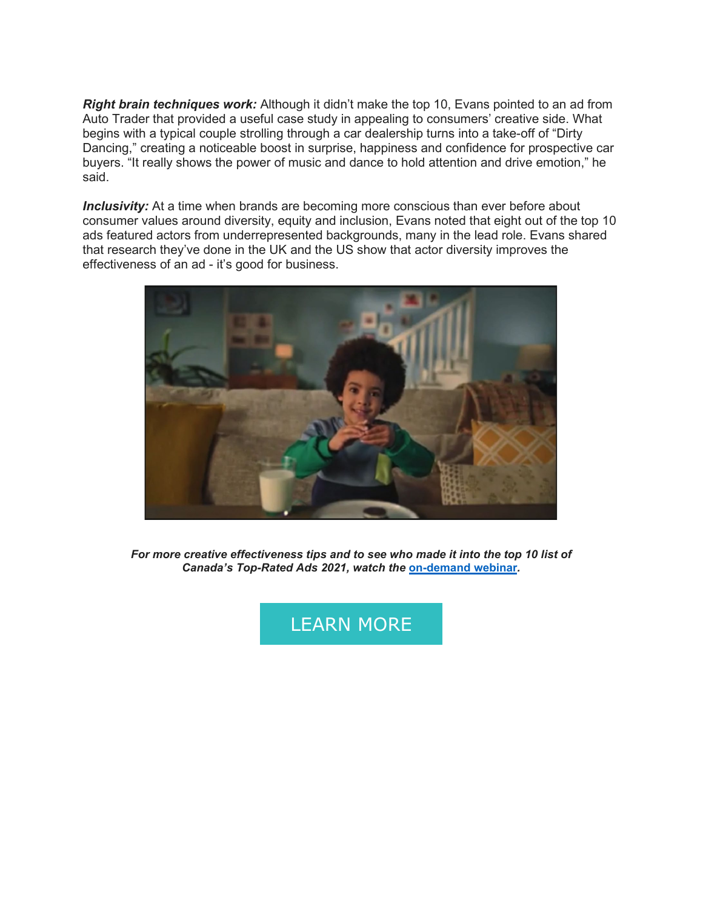***Right brain techniques work:*** Although it didn't make the top 10, Evans pointed to an ad from Auto Trader that provided a useful case study in appealing to consumers' creative side. What begins with a typical couple strolling through a car dealership turns into a take-off of "Dirty Dancing," creating a noticeable boost in surprise, happiness and confidence for prospective car buyers. "It really shows the power of music and dance to hold attention and drive emotion," he said.

***Inclusivity:*** At a time when brands are becoming more conscious than ever before about consumer values around diversity, equity and inclusion, Evans noted that eight out of the top 10 ads featured actors from underrepresented backgrounds, many in the lead role. Evans shared that research they've done in the UK and the US show that actor diversity improves the effectiveness of an ad - it's good for business.

***For more creative effectiveness tips and to see who made it into the top 10 list of Canada's Top-Rated Ads 2021, watch the [on-demand webinar](#).***

LEARN MORE